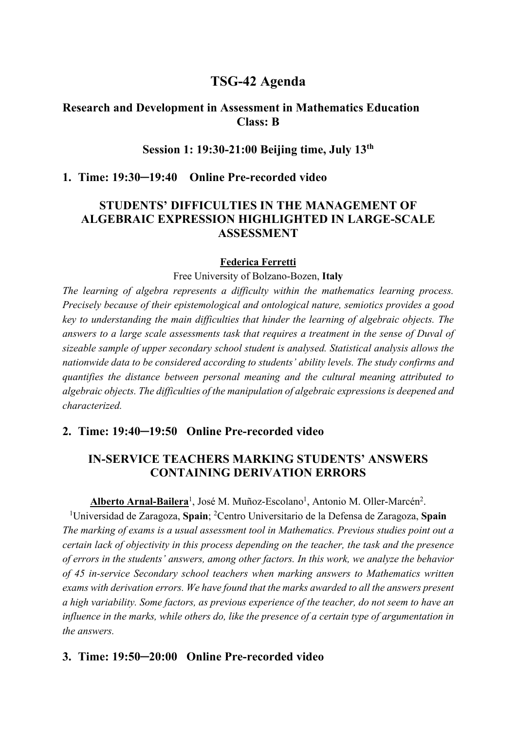# TSG-42 Agenda

## Research and Development in Assessment in Mathematics Education
## Class: B

### Session 1: 19:30-21:00 Beijing time, July 13th

**1. Time: 19:30─19:40 Online Pre-recorded video**

### STUDENTS' DIFFICULTIES IN THE MANAGEMENT OF ALGEBRAIC EXPRESSION HIGHLIGHTED IN LARGE-SCALE ASSESSMENT

**Federica Ferretti**

Free University of Bolzano-Bozen, **Italy**

*The learning of algebra represents a difficulty within the mathematics learning process. Precisely because of their epistemological and ontological nature, semiotics provides a good key to understanding the main difficulties that hinder the learning of algebraic objects. The answers to a large scale assessments task that requires a treatment in the sense of Duval of sizeable sample of upper secondary school student is analysed. Statistical analysis allows the nationwide data to be considered according to students' ability levels. The study confirms and quantifies the distance between personal meaning and the cultural meaning attributed to algebraic objects. The difficulties of the manipulation of algebraic expressions is deepened and characterized.*

**2. Time: 19:40─19:50 Online Pre-recorded video**

### IN-SERVICE TEACHERS MARKING STUDENTS' ANSWERS CONTAINING DERIVATION ERRORS

**Alberto Arnal-Bailera**[1], José M. Muñoz-Escolano[1], Antonio M. Oller-Marcén[2].

[1]Universidad de Zaragoza, **Spain**; [2]Centro Universitario de la Defensa de Zaragoza, **Spain**

*The marking of exams is a usual assessment tool in Mathematics. Previous studies point out a certain lack of objectivity in this process depending on the teacher, the task and the presence of errors in the students' answers, among other factors. In this work, we analyze the behavior of 45 in-service Secondary school teachers when marking answers to Mathematics written exams with derivation errors. We have found that the marks awarded to all the answers present a high variability. Some factors, as previous experience of the teacher, do not seem to have an influence in the marks, while others do, like the presence of a certain type of argumentation in the answers.*

**3. Time: 19:50─20:00 Online Pre-recorded video**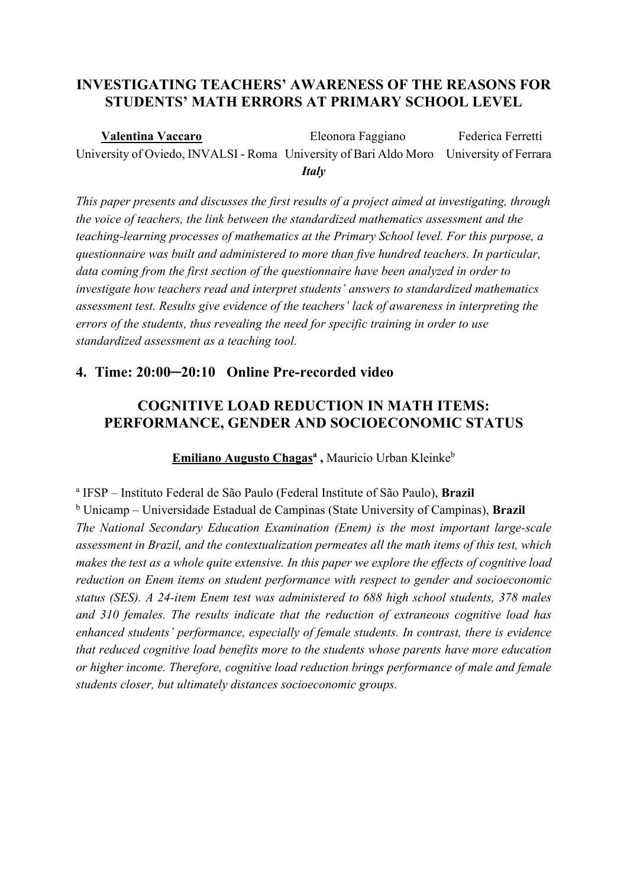## INVESTIGATING TEACHERS' AWARENESS OF THE REASONS FOR STUDENTS' MATH ERRORS AT PRIMARY SCHOOL LEVEL

**Valentina Vaccaro** — University of Oviedo, INVALSI - Roma
Eleonora Faggiano — University of Bari Aldo Moro
Federica Ferretti — University of Ferrara

***Italy***

*This paper presents and discusses the first results of a project aimed at investigating, through the voice of teachers, the link between the standardized mathematics assessment and the teaching-learning processes of mathematics at the Primary School level. For this purpose, a questionnaire was built and administered to more than five hundred teachers. In particular, data coming from the first section of the questionnaire have been analyzed in order to investigate how teachers read and interpret students' answers to standardized mathematics assessment test. Results give evidence of the teachers' lack of awareness in interpreting the errors of the students, thus revealing the need for specific training in order to use standardized assessment as a teaching tool.*

### 4. Time: 20:00–20:10 Online Pre-recorded video

## COGNITIVE LOAD REDUCTION IN MATH ITEMS: PERFORMANCE, GENDER AND SOCIOECONOMIC STATUS

**Emiliano Augusto Chagas**[a], Mauricio Urban Kleinke[b]

[a] IFSP – Instituto Federal de São Paulo (Federal Institute of São Paulo), **Brazil**
[b] Unicamp – Universidade Estadual de Campinas (State University of Campinas), **Brazil**

*The National Secondary Education Examination (Enem) is the most important large-scale assessment in Brazil, and the contextualization permeates all the math items of this test, which makes the test as a whole quite extensive. In this paper we explore the effects of cognitive load reduction on Enem items on student performance with respect to gender and socioeconomic status (SES). A 24-item Enem test was administered to 688 high school students, 378 males and 310 females. The results indicate that the reduction of extraneous cognitive load has enhanced students' performance, especially of female students. In contrast, there is evidence that reduced cognitive load benefits more to the students whose parents have more education or higher income. Therefore, cognitive load reduction brings performance of male and female students closer, but ultimately distances socioeconomic groups.*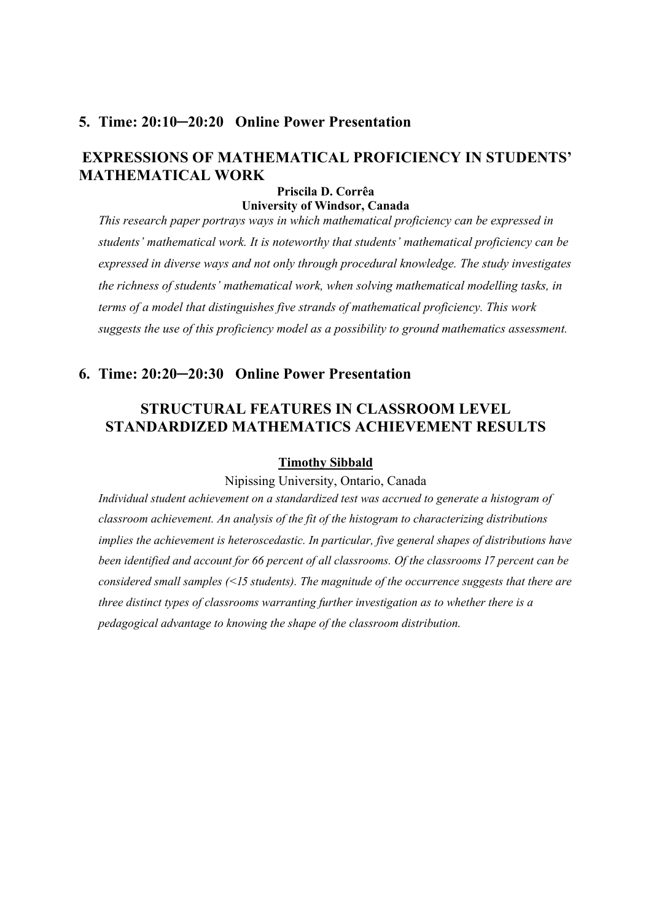## 5. Time: 20:10─20:20 Online Power Presentation

### EXPRESSIONS OF MATHEMATICAL PROFICIENCY IN STUDENTS' MATHEMATICAL WORK

**Priscila D. Corrêa**
**University of Windsor, Canada**

*This research paper portrays ways in which mathematical proficiency can be expressed in students' mathematical work. It is noteworthy that students' mathematical proficiency can be expressed in diverse ways and not only through procedural knowledge. The study investigates the richness of students' mathematical work, when solving mathematical modelling tasks, in terms of a model that distinguishes five strands of mathematical proficiency. This work suggests the use of this proficiency model as a possibility to ground mathematics assessment.*

## 6. Time: 20:20─20:30 Online Power Presentation

### STRUCTURAL FEATURES IN CLASSROOM LEVEL STANDARDIZED MATHEMATICS ACHIEVEMENT RESULTS

**Timothy Sibbald**

Nipissing University, Ontario, Canada

*Individual student achievement on a standardized test was accrued to generate a histogram of classroom achievement. An analysis of the fit of the histogram to characterizing distributions implies the achievement is heteroscedastic. In particular, five general shapes of distributions have been identified and account for 66 percent of all classrooms. Of the classrooms 17 percent can be considered small samples (<15 students). The magnitude of the occurrence suggests that there are three distinct types of classrooms warranting further investigation as to whether there is a pedagogical advantage to knowing the shape of the classroom distribution.*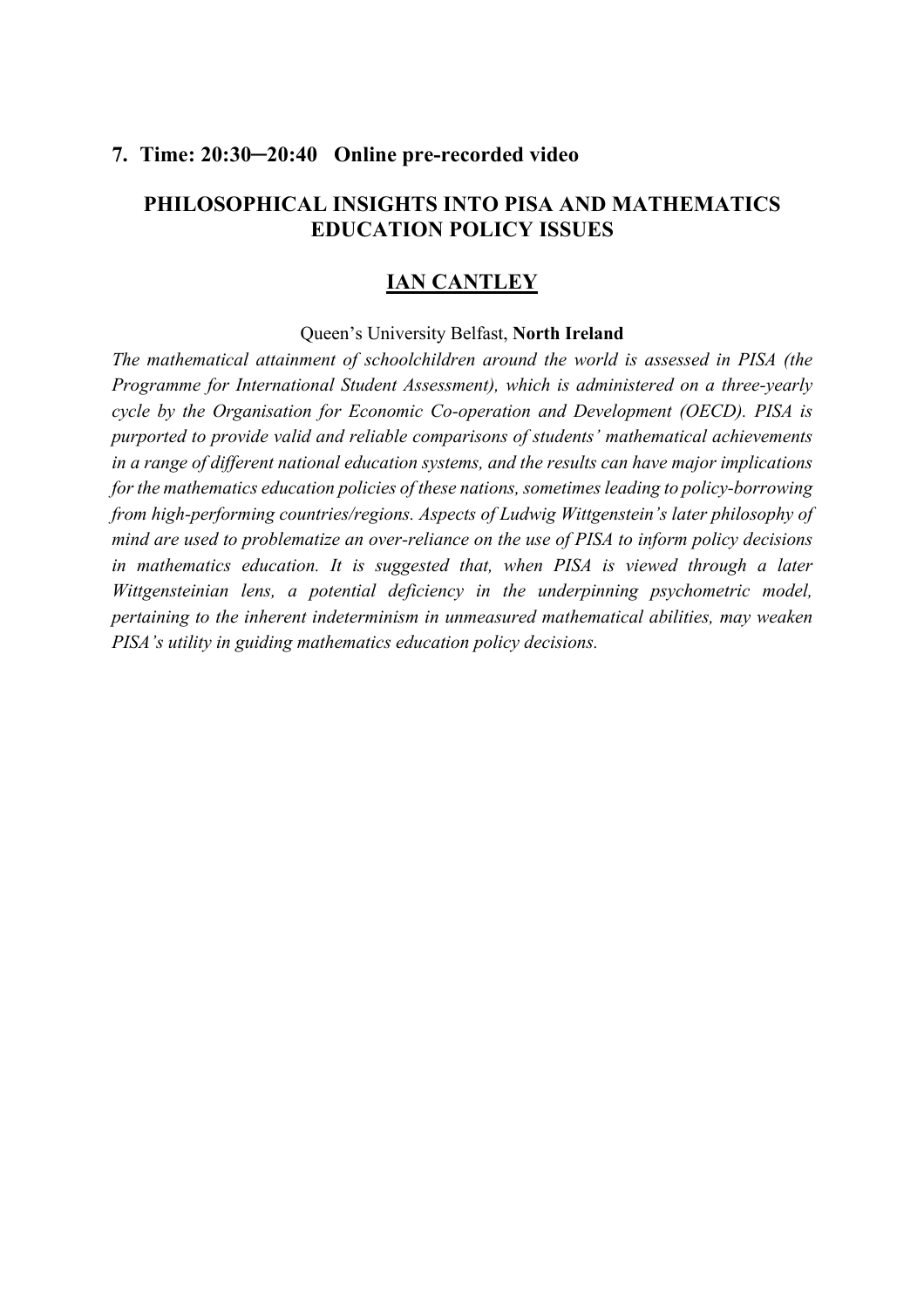**7. Time: 20:30─20:40 Online pre-recorded video**

## PHILOSOPHICAL INSIGHTS INTO PISA AND MATHEMATICS EDUCATION POLICY ISSUES

### IAN CANTLEY

Queen's University Belfast, **North Ireland**

*The mathematical attainment of schoolchildren around the world is assessed in PISA (the Programme for International Student Assessment), which is administered on a three-yearly cycle by the Organisation for Economic Co-operation and Development (OECD). PISA is purported to provide valid and reliable comparisons of students' mathematical achievements in a range of different national education systems, and the results can have major implications for the mathematics education policies of these nations, sometimes leading to policy-borrowing from high-performing countries/regions. Aspects of Ludwig Wittgenstein's later philosophy of mind are used to problematize an over-reliance on the use of PISA to inform policy decisions in mathematics education. It is suggested that, when PISA is viewed through a later Wittgensteinian lens, a potential deficiency in the underpinning psychometric model, pertaining to the inherent indeterminism in unmeasured mathematical abilities, may weaken PISA's utility in guiding mathematics education policy decisions.*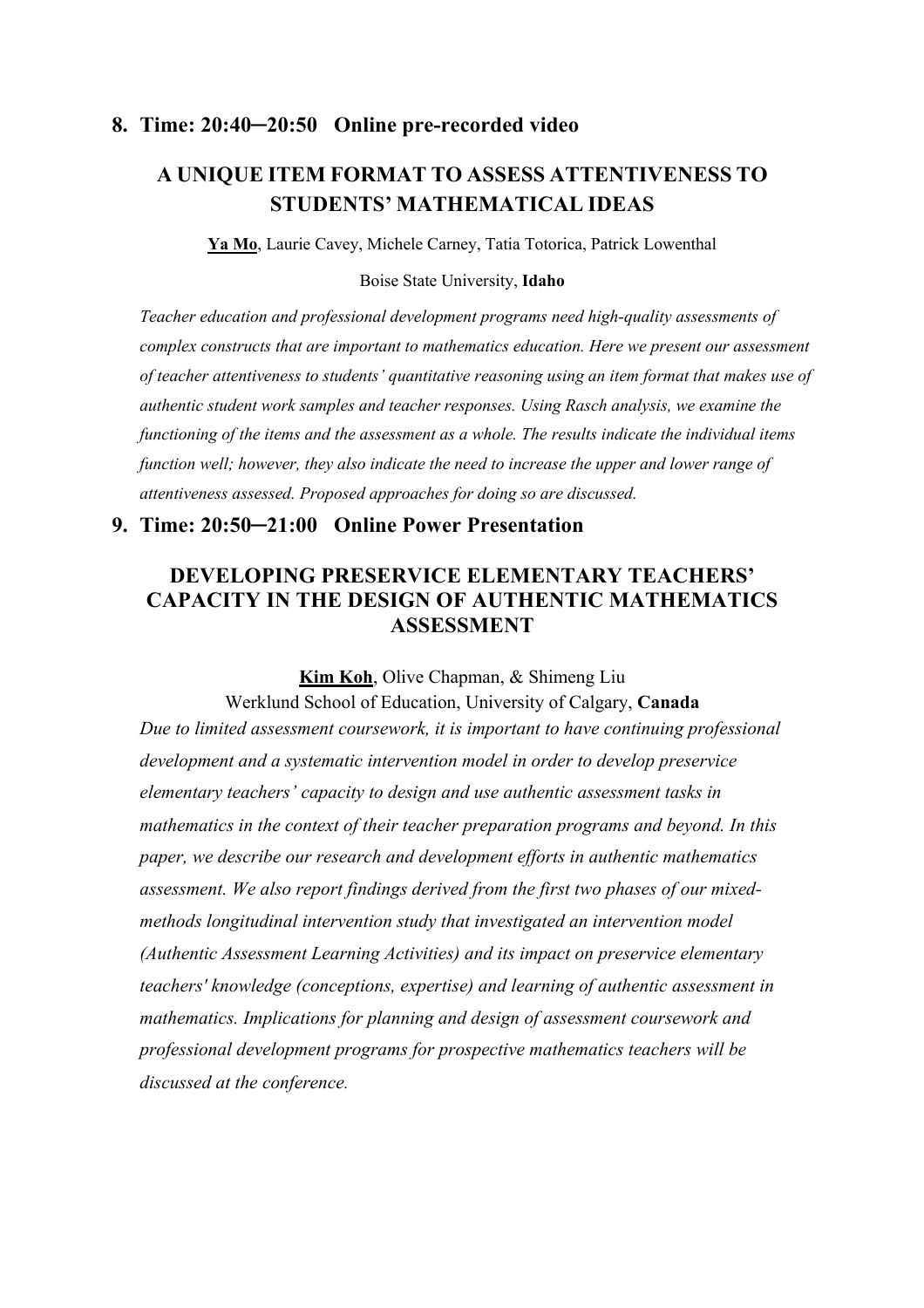## 8. Time: 20:40─20:50 Online pre-recorded video

### A UNIQUE ITEM FORMAT TO ASSESS ATTENTIVENESS TO STUDENTS' MATHEMATICAL IDEAS

**Ya Mo**, Laurie Cavey, Michele Carney, Tatia Totorica, Patrick Lowenthal

Boise State University, **Idaho**

*Teacher education and professional development programs need high-quality assessments of complex constructs that are important to mathematics education. Here we present our assessment of teacher attentiveness to students' quantitative reasoning using an item format that makes use of authentic student work samples and teacher responses. Using Rasch analysis, we examine the functioning of the items and the assessment as a whole. The results indicate the individual items function well; however, they also indicate the need to increase the upper and lower range of attentiveness assessed. Proposed approaches for doing so are discussed.*

## 9. Time: 20:50─21:00 Online Power Presentation

### DEVELOPING PRESERVICE ELEMENTARY TEACHERS' CAPACITY IN THE DESIGN OF AUTHENTIC MATHEMATICS ASSESSMENT

**Kim Koh**, Olive Chapman, & Shimeng Liu

Werklund School of Education, University of Calgary, **Canada**

*Due to limited assessment coursework, it is important to have continuing professional development and a systematic intervention model in order to develop preservice elementary teachers' capacity to design and use authentic assessment tasks in mathematics in the context of their teacher preparation programs and beyond. In this paper, we describe our research and development efforts in authentic mathematics assessment. We also report findings derived from the first two phases of our mixed-methods longitudinal intervention study that investigated an intervention model (Authentic Assessment Learning Activities) and its impact on preservice elementary teachers' knowledge (conceptions, expertise) and learning of authentic assessment in mathematics. Implications for planning and design of assessment coursework and professional development programs for prospective mathematics teachers will be discussed at the conference.*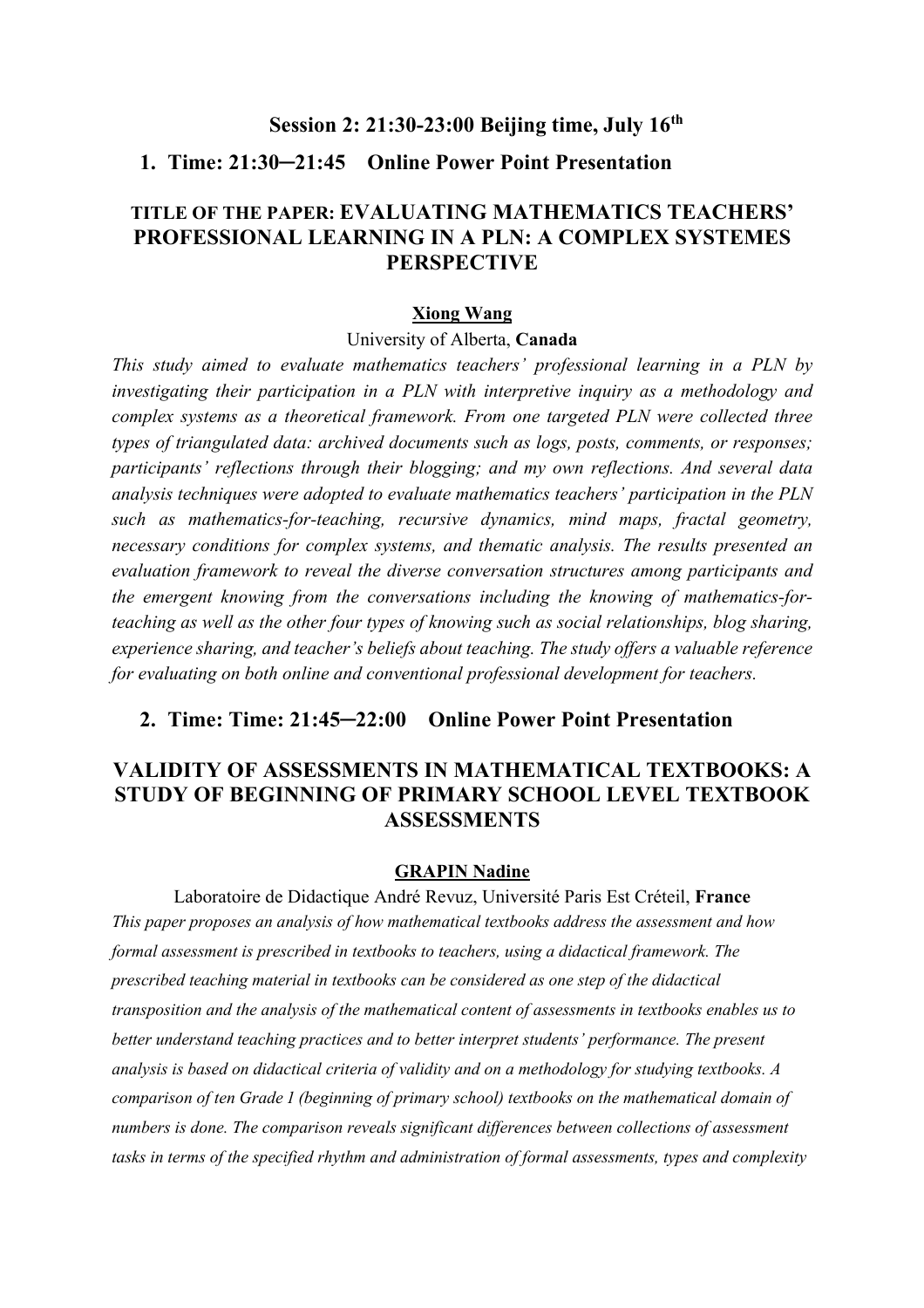## Session 2: 21:30-23:00 Beijing time, July 16th

### 1. Time: 21:30─21:45 Online Power Point Presentation

### TITLE OF THE PAPER: EVALUATING MATHEMATICS TEACHERS' PROFESSIONAL LEARNING IN A PLN: A COMPLEX SYSTEMES PERSPECTIVE

**Xiong Wang**

University of Alberta, **Canada**

*This study aimed to evaluate mathematics teachers' professional learning in a PLN by investigating their participation in a PLN with interpretive inquiry as a methodology and complex systems as a theoretical framework. From one targeted PLN were collected three types of triangulated data: archived documents such as logs, posts, comments, or responses; participants' reflections through their blogging; and my own reflections. And several data analysis techniques were adopted to evaluate mathematics teachers' participation in the PLN such as mathematics-for-teaching, recursive dynamics, mind maps, fractal geometry, necessary conditions for complex systems, and thematic analysis. The results presented an evaluation framework to reveal the diverse conversation structures among participants and the emergent knowing from the conversations including the knowing of mathematics-for-teaching as well as the other four types of knowing such as social relationships, blog sharing, experience sharing, and teacher's beliefs about teaching. The study offers a valuable reference for evaluating on both online and conventional professional development for teachers.*

### 2. Time: Time: 21:45─22:00 Online Power Point Presentation

### VALIDITY OF ASSESSMENTS IN MATHEMATICAL TEXTBOOKS: A STUDY OF BEGINNING OF PRIMARY SCHOOL LEVEL TEXTBOOK ASSESSMENTS

**GRAPIN Nadine**

Laboratoire de Didactique André Revuz, Université Paris Est Créteil, **France**

*This paper proposes an analysis of how mathematical textbooks address the assessment and how formal assessment is prescribed in textbooks to teachers, using a didactical framework. The prescribed teaching material in textbooks can be considered as one step of the didactical transposition and the analysis of the mathematical content of assessments in textbooks enables us to better understand teaching practices and to better interpret students' performance. The present analysis is based on didactical criteria of validity and on a methodology for studying textbooks. A comparison of ten Grade 1 (beginning of primary school) textbooks on the mathematical domain of numbers is done. The comparison reveals significant differences between collections of assessment tasks in terms of the specified rhythm and administration of formal assessments, types and complexity*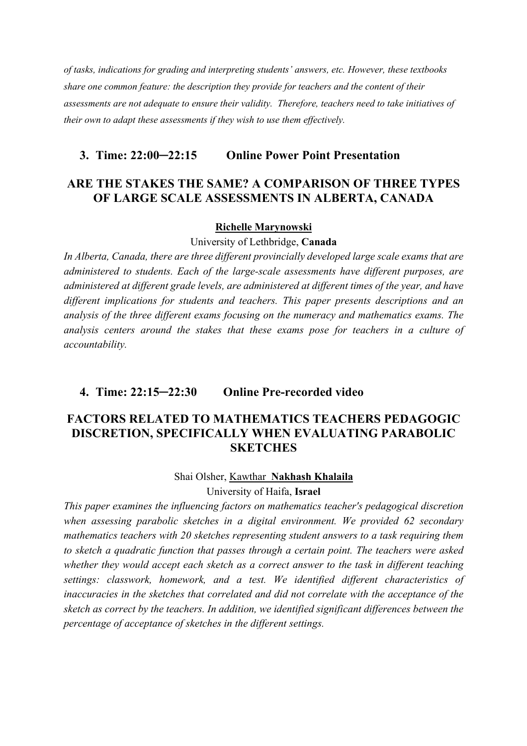*of tasks, indications for grading and interpreting students' answers, etc. However, these textbooks share one common feature: the description they provide for teachers and the content of their assessments are not adequate to ensure their validity. Therefore, teachers need to take initiatives of their own to adapt these assessments if they wish to use them effectively.*

### 3. Time: 22:00–22:15 Online Power Point Presentation

## ARE THE STAKES THE SAME? A COMPARISON OF THREE TYPES OF LARGE SCALE ASSESSMENTS IN ALBERTA, CANADA

**Richelle Marynowski**

University of Lethbridge, **Canada**

*In Alberta, Canada, there are three different provincially developed large scale exams that are administered to students. Each of the large-scale assessments have different purposes, are administered at different grade levels, are administered at different times of the year, and have different implications for students and teachers. This paper presents descriptions and an analysis of the three different exams focusing on the numeracy and mathematics exams. The analysis centers around the stakes that these exams pose for teachers in a culture of accountability.*

### 4. Time: 22:15–22:30 Online Pre-recorded video

## FACTORS RELATED TO MATHEMATICS TEACHERS PEDAGOGIC DISCRETION, SPECIFICALLY WHEN EVALUATING PARABOLIC SKETCHES

Shai Olsher, Kawthar **Nakhash Khalaila**

University of Haifa, **Israel**

*This paper examines the influencing factors on mathematics teacher's pedagogical discretion when assessing parabolic sketches in a digital environment. We provided 62 secondary mathematics teachers with 20 sketches representing student answers to a task requiring them to sketch a quadratic function that passes through a certain point. The teachers were asked whether they would accept each sketch as a correct answer to the task in different teaching settings: classwork, homework, and a test. We identified different characteristics of inaccuracies in the sketches that correlated and did not correlate with the acceptance of the sketch as correct by the teachers. In addition, we identified significant differences between the percentage of acceptance of sketches in the different settings.*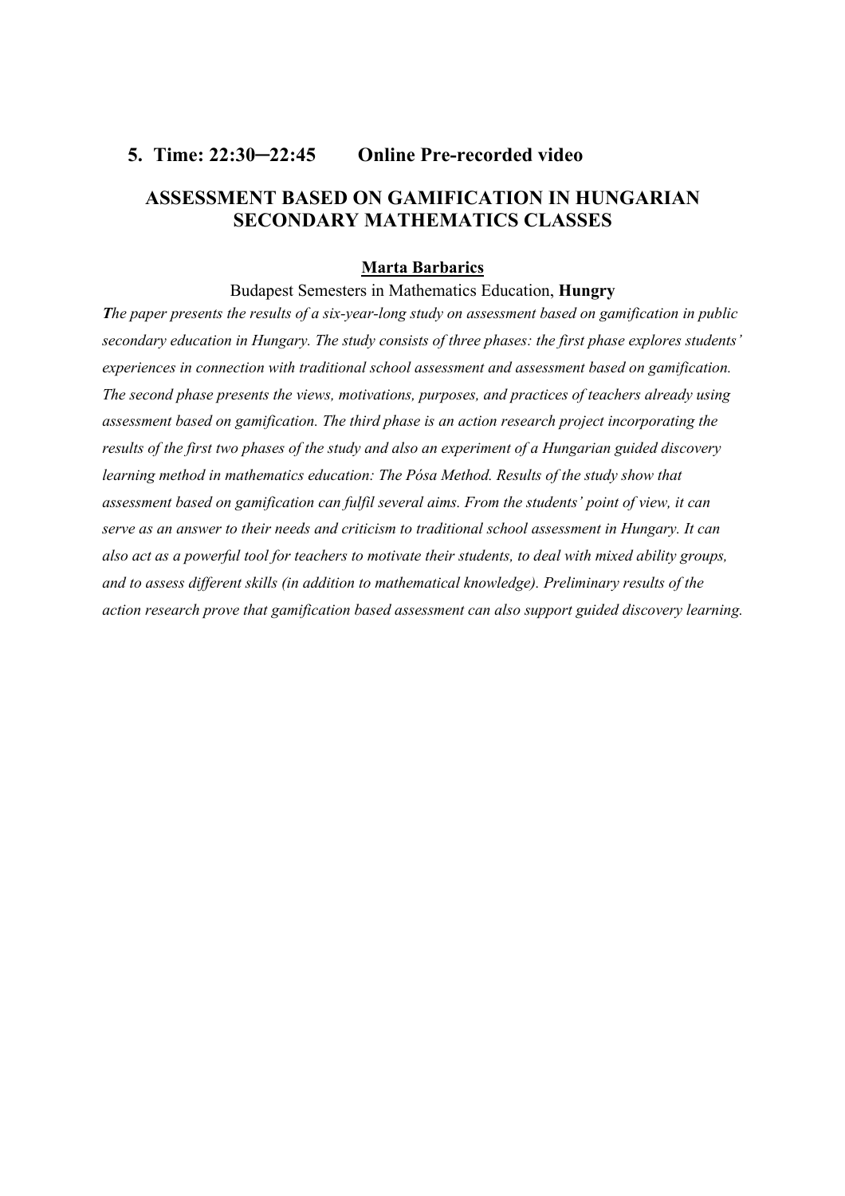### 5. Time: 22:30–22:45 Online Pre-recorded video

## ASSESSMENT BASED ON GAMIFICATION IN HUNGARIAN SECONDARY MATHEMATICS CLASSES

**Marta Barbarics**

Budapest Semesters in Mathematics Education, **Hungry**

***T****he paper presents the results of a six-year-long study on assessment based on gamification in public secondary education in Hungary. The study consists of three phases: the first phase explores students' experiences in connection with traditional school assessment and assessment based on gamification. The second phase presents the views, motivations, purposes, and practices of teachers already using assessment based on gamification. The third phase is an action research project incorporating the results of the first two phases of the study and also an experiment of a Hungarian guided discovery learning method in mathematics education: The Pósa Method. Results of the study show that assessment based on gamification can fulfil several aims. From the students' point of view, it can serve as an answer to their needs and criticism to traditional school assessment in Hungary. It can also act as a powerful tool for teachers to motivate their students, to deal with mixed ability groups, and to assess different skills (in addition to mathematical knowledge). Preliminary results of the action research prove that gamification based assessment can also support guided discovery learning.*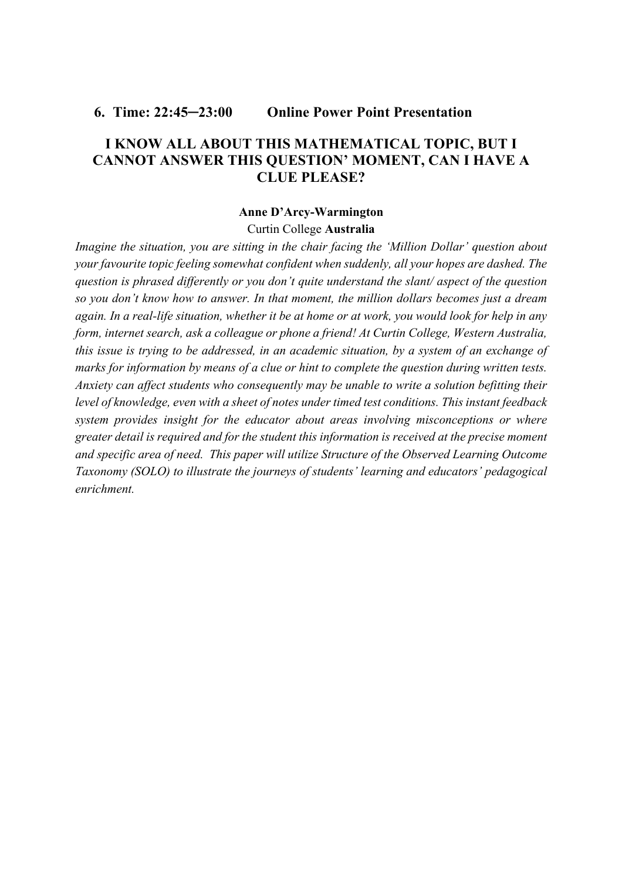**6. Time: 22:45─23:00 Online Power Point Presentation**

## I KNOW ALL ABOUT THIS MATHEMATICAL TOPIC, BUT I CANNOT ANSWER THIS QUESTION' MOMENT, CAN I HAVE A CLUE PLEASE?

**Anne D'Arcy-Warmington**

Curtin College **Australia**

*Imagine the situation, you are sitting in the chair facing the 'Million Dollar' question about your favourite topic feeling somewhat confident when suddenly, all your hopes are dashed. The question is phrased differently or you don't quite understand the slant/ aspect of the question so you don't know how to answer. In that moment, the million dollars becomes just a dream again. In a real-life situation, whether it be at home or at work, you would look for help in any form, internet search, ask a colleague or phone a friend! At Curtin College, Western Australia, this issue is trying to be addressed, in an academic situation, by a system of an exchange of marks for information by means of a clue or hint to complete the question during written tests. Anxiety can affect students who consequently may be unable to write a solution befitting their level of knowledge, even with a sheet of notes under timed test conditions. This instant feedback system provides insight for the educator about areas involving misconceptions or where greater detail is required and for the student this information is received at the precise moment and specific area of need. This paper will utilize Structure of the Observed Learning Outcome Taxonomy (SOLO) to illustrate the journeys of students' learning and educators' pedagogical enrichment.*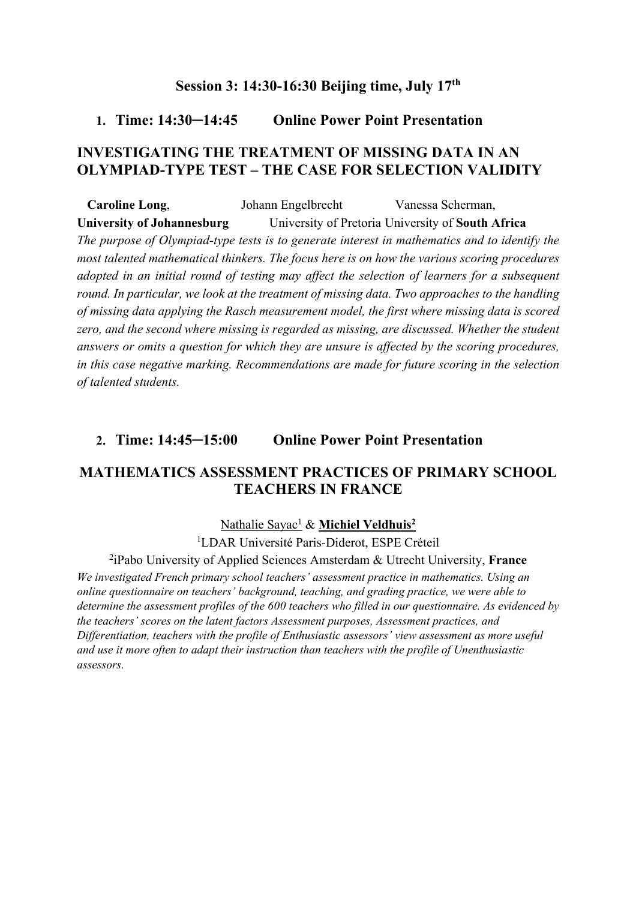## Session 3: 14:30-16:30 Beijing time, July 17th

1. **Time: 14:30─14:45 Online Power Point Presentation**

### INVESTIGATING THE TREATMENT OF MISSING DATA IN AN OLYMPIAD-TYPE TEST – THE CASE FOR SELECTION VALIDITY

**Caroline Long**, Johann Engelbrecht Vanessa Scherman,
**University of Johannesburg** University of Pretoria University of **South Africa**

*The purpose of Olympiad-type tests is to generate interest in mathematics and to identify the most talented mathematical thinkers. The focus here is on how the various scoring procedures adopted in an initial round of testing may affect the selection of learners for a subsequent round. In particular, we look at the treatment of missing data. Two approaches to the handling of missing data applying the Rasch measurement model, the first where missing data is scored zero, and the second where missing is regarded as missing, are discussed. Whether the student answers or omits a question for which they are unsure is affected by the scoring procedures, in this case negative marking. Recommendations are made for future scoring in the selection of talented students.*

2. **Time: 14:45─15:00 Online Power Point Presentation**

### MATHEMATICS ASSESSMENT PRACTICES OF PRIMARY SCHOOL TEACHERS IN FRANCE

Nathalie Sayac[1] & **Michiel Veldhuis[2]**

[1]LDAR Université Paris-Diderot, ESPE Créteil

[2]iPabo University of Applied Sciences Amsterdam & Utrecht University, **France**

*We investigated French primary school teachers' assessment practice in mathematics. Using an online questionnaire on teachers' background, teaching, and grading practice, we were able to determine the assessment profiles of the 600 teachers who filled in our questionnaire. As evidenced by the teachers' scores on the latent factors Assessment purposes, Assessment practices, and Differentiation, teachers with the profile of Enthusiastic assessors' view assessment as more useful and use it more often to adapt their instruction than teachers with the profile of Unenthusiastic assessors.*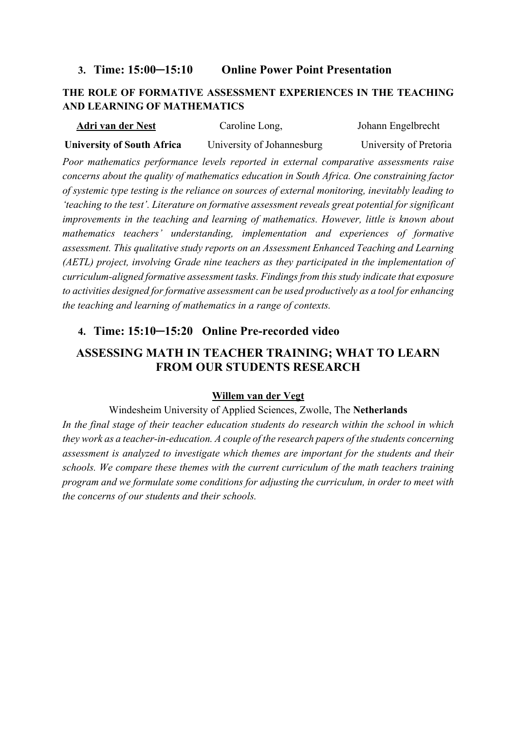## 3. Time: 15:00─15:10 Online Power Point Presentation

**THE ROLE OF FORMATIVE ASSESSMENT EXPERIENCES IN THE TEACHING AND LEARNING OF MATHEMATICS**

**Adri van der Nest** Caroline Long, Johann Engelbrecht

**University of South Africa** University of Johannesburg University of Pretoria

*Poor mathematics performance levels reported in external comparative assessments raise concerns about the quality of mathematics education in South Africa. One constraining factor of systemic type testing is the reliance on sources of external monitoring, inevitably leading to 'teaching to the test'. Literature on formative assessment reveals great potential for significant improvements in the teaching and learning of mathematics. However, little is known about mathematics teachers' understanding, implementation and experiences of formative assessment. This qualitative study reports on an Assessment Enhanced Teaching and Learning (AETL) project, involving Grade nine teachers as they participated in the implementation of curriculum-aligned formative assessment tasks. Findings from this study indicate that exposure to activities designed for formative assessment can be used productively as a tool for enhancing the teaching and learning of mathematics in a range of contexts.*

## 4. Time: 15:10─15:20 Online Pre-recorded video

**ASSESSING MATH IN TEACHER TRAINING; WHAT TO LEARN FROM OUR STUDENTS RESEARCH**

**Willem van der Vegt**

Windesheim University of Applied Sciences, Zwolle, The **Netherlands**

*In the final stage of their teacher education students do research within the school in which they work as a teacher-in-education. A couple of the research papers of the students concerning assessment is analyzed to investigate which themes are important for the students and their schools. We compare these themes with the current curriculum of the math teachers training program and we formulate some conditions for adjusting the curriculum, in order to meet with the concerns of our students and their schools.*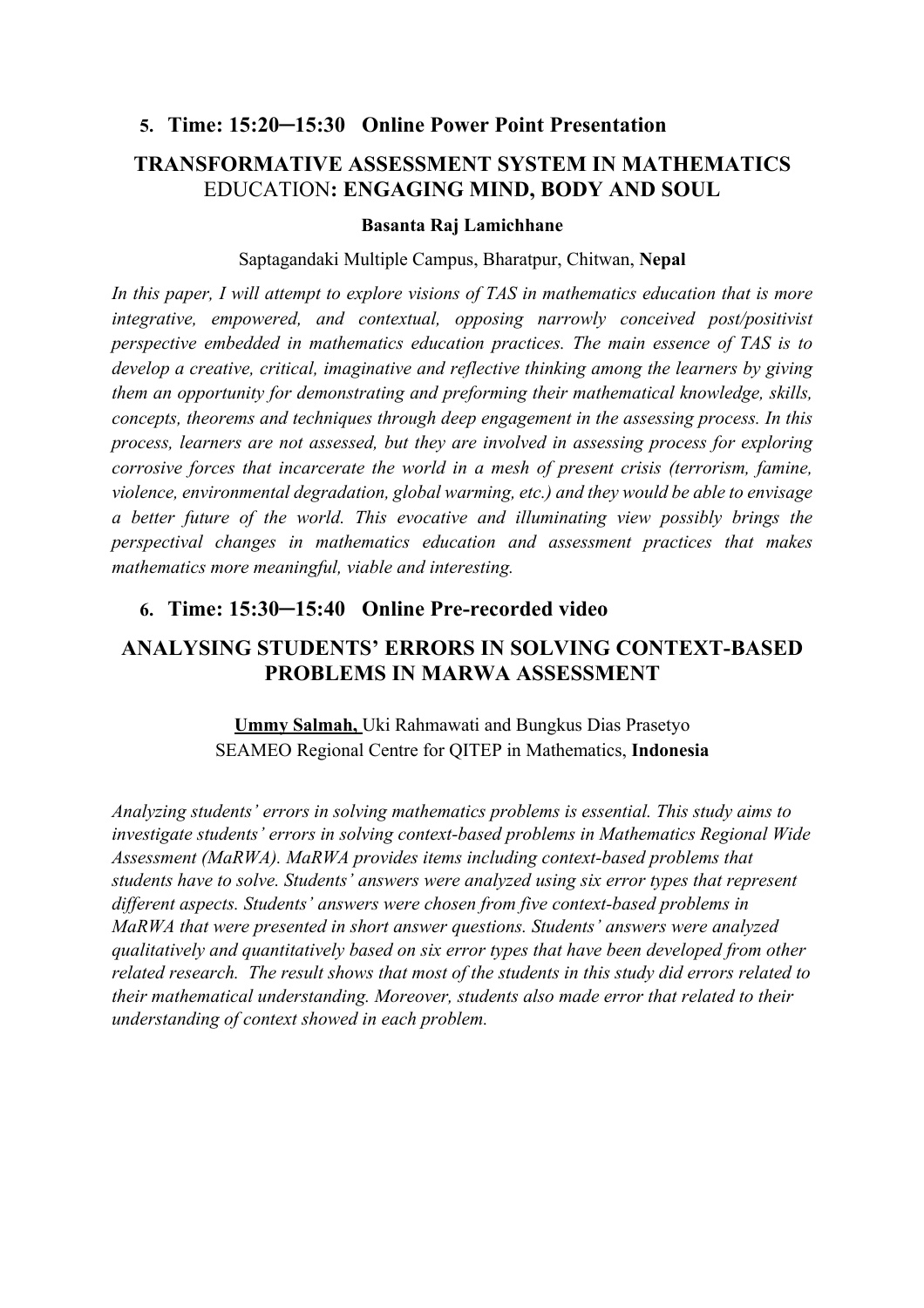### 5. Time: 15:20─15:30 Online Power Point Presentation

## TRANSFORMATIVE ASSESSMENT SYSTEM IN MATHEMATICS EDUCATION: ENGAGING MIND, BODY AND SOUL

**Basanta Raj Lamichhane**

Saptagandaki Multiple Campus, Bharatpur, Chitwan, **Nepal**

*In this paper, I will attempt to explore visions of TAS in mathematics education that is more integrative, empowered, and contextual, opposing narrowly conceived post/positivist perspective embedded in mathematics education practices. The main essence of TAS is to develop a creative, critical, imaginative and reflective thinking among the learners by giving them an opportunity for demonstrating and preforming their mathematical knowledge, skills, concepts, theorems and techniques through deep engagement in the assessing process. In this process, learners are not assessed, but they are involved in assessing process for exploring corrosive forces that incarcerate the world in a mesh of present crisis (terrorism, famine, violence, environmental degradation, global warming, etc.) and they would be able to envisage a better future of the world. This evocative and illuminating view possibly brings the perspectival changes in mathematics education and assessment practices that makes mathematics more meaningful, viable and interesting.*

### 6. Time: 15:30─15:40 Online Pre-recorded video

## ANALYSING STUDENTS' ERRORS IN SOLVING CONTEXT-BASED PROBLEMS IN MARWA ASSESSMENT

**Ummy Salmah,** Uki Rahmawati and Bungkus Dias Prasetyo
SEAMEO Regional Centre for QITEP in Mathematics, **Indonesia**

*Analyzing students' errors in solving mathematics problems is essential. This study aims to investigate students' errors in solving context-based problems in Mathematics Regional Wide Assessment (MaRWA). MaRWA provides items including context-based problems that students have to solve. Students' answers were analyzed using six error types that represent different aspects. Students' answers were chosen from five context-based problems in MaRWA that were presented in short answer questions. Students' answers were analyzed qualitatively and quantitatively based on six error types that have been developed from other related research. The result shows that most of the students in this study did errors related to their mathematical understanding. Moreover, students also made error that related to their understanding of context showed in each problem.*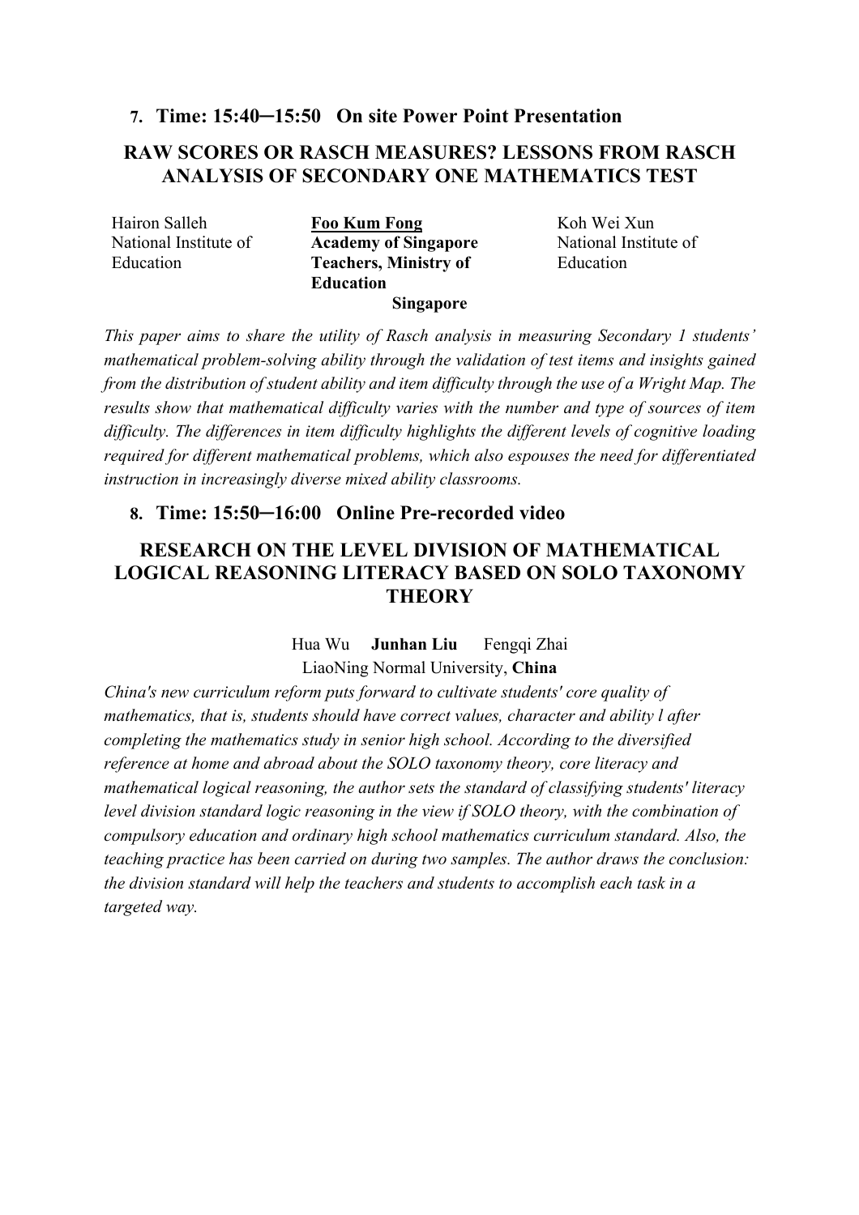### 7. Time: 15:40─15:50 On site Power Point Presentation

## RAW SCORES OR RASCH MEASURES? LESSONS FROM RASCH ANALYSIS OF SECONDARY ONE MATHEMATICS TEST

Hairon Salleh
National Institute of Education

**Foo Kum Fong**
**Academy of Singapore Teachers, Ministry of Education**

Koh Wei Xun
National Institute of Education

**Singapore**

*This paper aims to share the utility of Rasch analysis in measuring Secondary 1 students' mathematical problem-solving ability through the validation of test items and insights gained from the distribution of student ability and item difficulty through the use of a Wright Map. The results show that mathematical difficulty varies with the number and type of sources of item difficulty. The differences in item difficulty highlights the different levels of cognitive loading required for different mathematical problems, which also espouses the need for differentiated instruction in increasingly diverse mixed ability classrooms.*

### 8. Time: 15:50─16:00 Online Pre-recorded video

## RESEARCH ON THE LEVEL DIVISION OF MATHEMATICAL LOGICAL REASONING LITERACY BASED ON SOLO TAXONOMY THEORY

Hua Wu **Junhan Liu** Fengqi Zhai
LiaoNing Normal University, **China**

*China's new curriculum reform puts forward to cultivate students' core quality of mathematics, that is, students should have correct values, character and ability l after completing the mathematics study in senior high school. According to the diversified reference at home and abroad about the SOLO taxonomy theory, core literacy and mathematical logical reasoning, the author sets the standard of classifying students' literacy level division standard logic reasoning in the view if SOLO theory, with the combination of compulsory education and ordinary high school mathematics curriculum standard. Also, the teaching practice has been carried on during two samples. The author draws the conclusion: the division standard will help the teachers and students to accomplish each task in a targeted way.*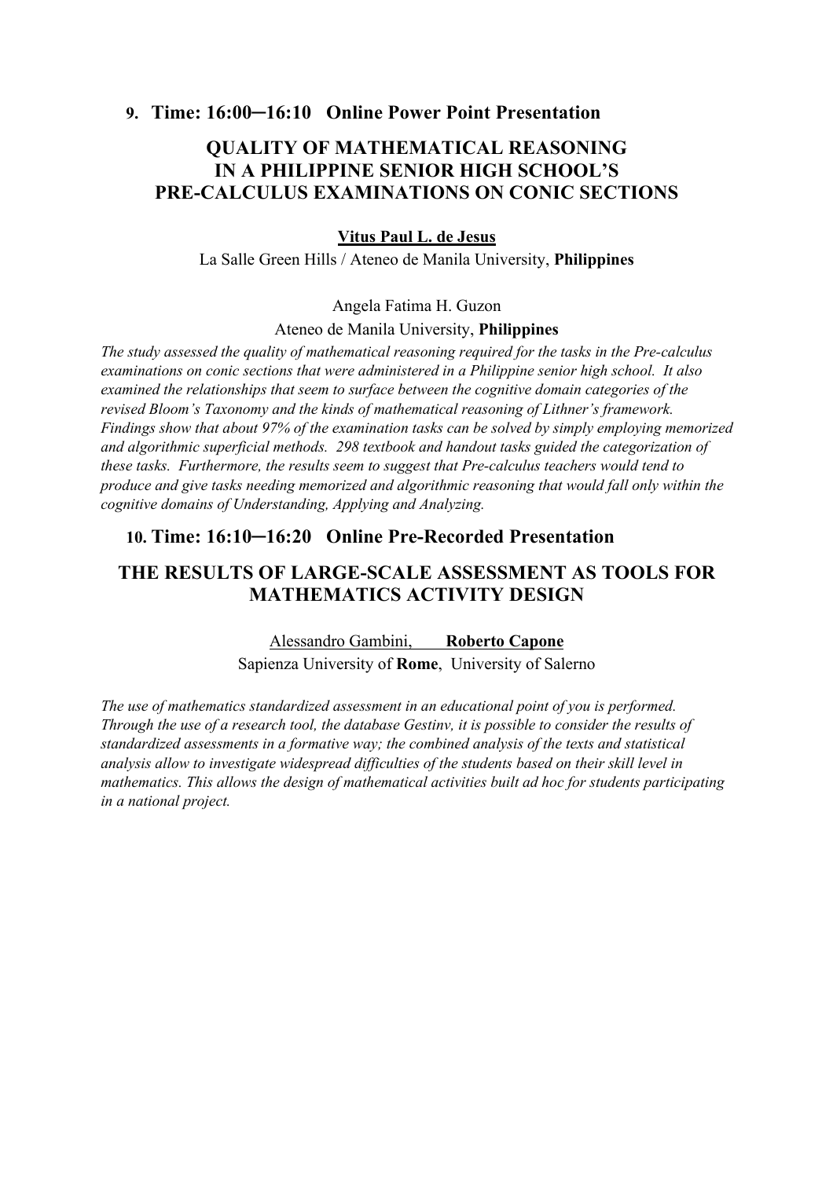**9. Time: 16:00─16:10 Online Power Point Presentation**

## QUALITY OF MATHEMATICAL REASONING IN A PHILIPPINE SENIOR HIGH SCHOOL'S PRE-CALCULUS EXAMINATIONS ON CONIC SECTIONS

**Vitus Paul L. de Jesus**

La Salle Green Hills / Ateneo de Manila University, **Philippines**

Angela Fatima H. Guzon

Ateneo de Manila University, **Philippines**

*The study assessed the quality of mathematical reasoning required for the tasks in the Pre-calculus examinations on conic sections that were administered in a Philippine senior high school. It also examined the relationships that seem to surface between the cognitive domain categories of the revised Bloom's Taxonomy and the kinds of mathematical reasoning of Lithner's framework. Findings show that about 97% of the examination tasks can be solved by simply employing memorized and algorithmic superficial methods. 298 textbook and handout tasks guided the categorization of these tasks. Furthermore, the results seem to suggest that Pre-calculus teachers would tend to produce and give tasks needing memorized and algorithmic reasoning that would fall only within the cognitive domains of Understanding, Applying and Analyzing.*

**10. Time: 16:10─16:20 Online Pre-Recorded Presentation**

## THE RESULTS OF LARGE-SCALE ASSESSMENT AS TOOLS FOR MATHEMATICS ACTIVITY DESIGN

Alessandro Gambini, **Roberto Capone**

Sapienza University of **Rome**, University of Salerno

*The use of mathematics standardized assessment in an educational point of you is performed. Through the use of a research tool, the database Gestinv, it is possible to consider the results of standardized assessments in a formative way; the combined analysis of the texts and statistical analysis allow to investigate widespread difficulties of the students based on their skill level in mathematics. This allows the design of mathematical activities built ad hoc for students participating in a national project.*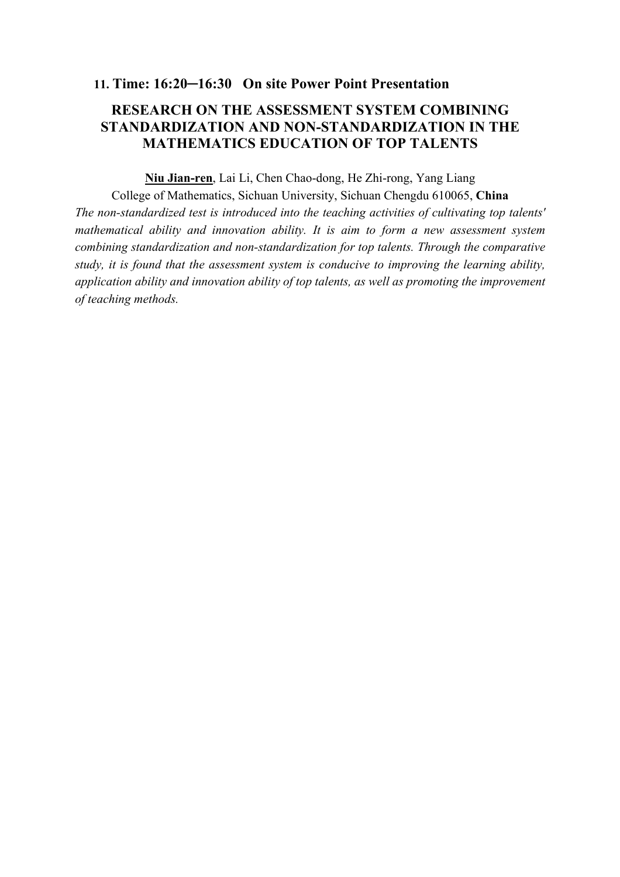**11. Time: 16:20─16:30 On site Power Point Presentation**

## RESEARCH ON THE ASSESSMENT SYSTEM COMBINING STANDARDIZATION AND NON-STANDARDIZATION IN THE MATHEMATICS EDUCATION OF TOP TALENTS

**Niu Jian-ren**, Lai Li, Chen Chao-dong, He Zhi-rong, Yang Liang

College of Mathematics, Sichuan University, Sichuan Chengdu 610065, **China**

*The non-standardized test is introduced into the teaching activities of cultivating top talents' mathematical ability and innovation ability. It is aim to form a new assessment system combining standardization and non-standardization for top talents. Through the comparative study, it is found that the assessment system is conducive to improving the learning ability, application ability and innovation ability of top talents, as well as promoting the improvement of teaching methods.*